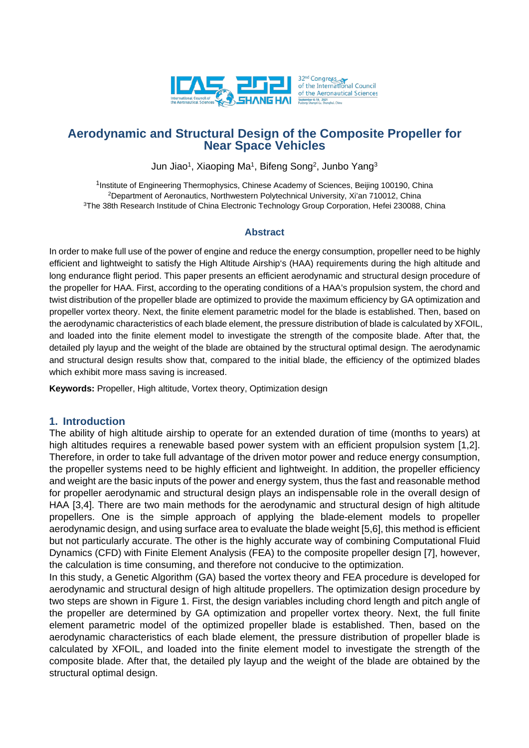# Aerodynamic and Structural Design of the Composite Propeller for Near Space Vehicles

Jun Jiao[1], Xiaoping Ma[1], Bifeng Song[2], Junbo Yang[3]

[1]Institute of Engineering Thermophysics, Chinese Academy of Sciences, Beijing 100190, China
[2]Department of Aeronautics, Northwestern Polytechnical University, Xi'an 710012, China
[3]The 38th Research Institute of China Electronic Technology Group Corporation, Hefei 230088, China

## Abstract

In order to make full use of the power of engine and reduce the energy consumption, propeller need to be highly efficient and lightweight to satisfy the High Altitude Airship's (HAA) requirements during the high altitude and long endurance flight period. This paper presents an efficient aerodynamic and structural design procedure of the propeller for HAA. First, according to the operating conditions of a HAA's propulsion system, the chord and twist distribution of the propeller blade are optimized to provide the maximum efficiency by GA optimization and propeller vortex theory. Next, the finite element parametric model for the blade is established. Then, based on the aerodynamic characteristics of each blade element, the pressure distribution of blade is calculated by XFOIL, and loaded into the finite element model to investigate the strength of the composite blade. After that, the detailed ply layup and the weight of the blade are obtained by the structural optimal design. The aerodynamic and structural design results show that, compared to the initial blade, the efficiency of the optimized blades which exhibit more mass saving is increased.

**Keywords:** Propeller, High altitude, Vortex theory, Optimization design

## 1. Introduction

The ability of high altitude airship to operate for an extended duration of time (months to years) at high altitudes requires a renewable based power system with an efficient propulsion system [1,2]. Therefore, in order to take full advantage of the driven motor power and reduce energy consumption, the propeller systems need to be highly efficient and lightweight. In addition, the propeller efficiency and weight are the basic inputs of the power and energy system, thus the fast and reasonable method for propeller aerodynamic and structural design plays an indispensable role in the overall design of HAA [3,4]. There are two main methods for the aerodynamic and structural design of high altitude propellers. One is the simple approach of applying the blade-element models to propeller aerodynamic design, and using surface area to evaluate the blade weight [5,6], this method is efficient but not particularly accurate. The other is the highly accurate way of combining Computational Fluid Dynamics (CFD) with Finite Element Analysis (FEA) to the composite propeller design [7], however, the calculation is time consuming, and therefore not conducive to the optimization.

In this study, a Genetic Algorithm (GA) based the vortex theory and FEA procedure is developed for aerodynamic and structural design of high altitude propellers. The optimization design procedure by two steps are shown in Figure 1. First, the design variables including chord length and pitch angle of the propeller are determined by GA optimization and propeller vortex theory. Next, the full finite element parametric model of the optimized propeller blade is established. Then, based on the aerodynamic characteristics of each blade element, the pressure distribution of propeller blade is calculated by XFOIL, and loaded into the finite element model to investigate the strength of the composite blade. After that, the detailed ply layup and the weight of the blade are obtained by the structural optimal design.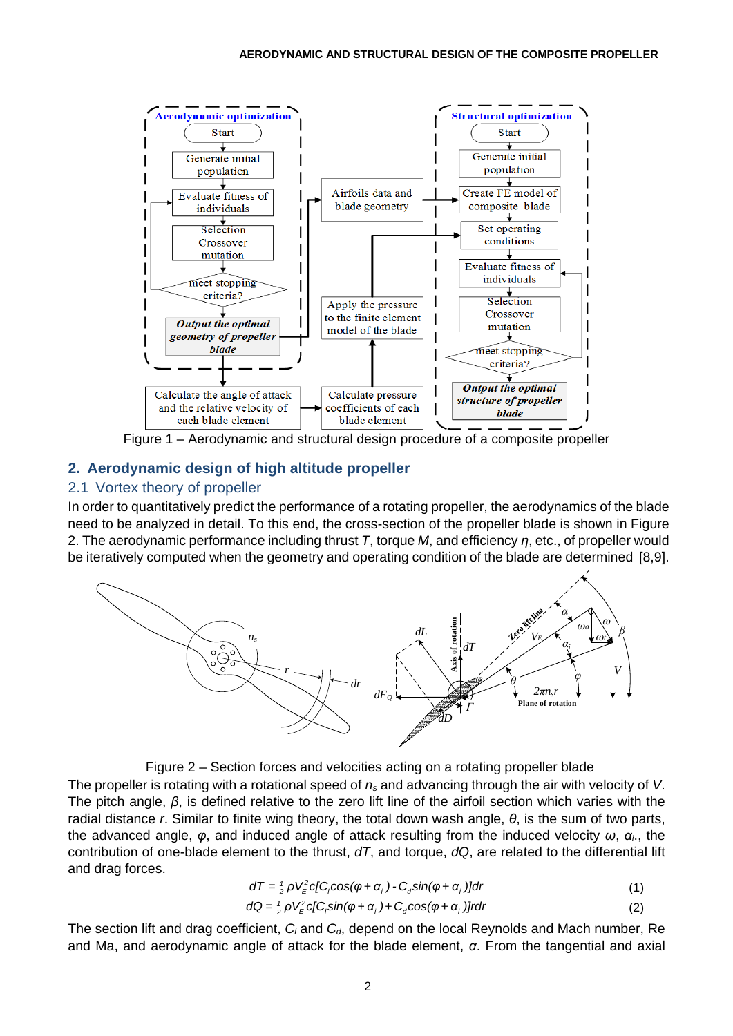Figure 1 – Aerodynamic and structural design procedure of a composite propeller

## 2. Aerodynamic design of high altitude propeller

### 2.1 Vortex theory of propeller

In order to quantitatively predict the performance of a rotating propeller, the aerodynamics of the blade need to be analyzed in detail. To this end, the cross-section of the propeller blade is shown in Figure 2. The aerodynamic performance including thrust $T$, torque $M$, and efficiency $\eta$, etc., of propeller would be iteratively computed when the geometry and operating condition of the blade are determined [8,9].

Figure 2 – Section forces and velocities acting on a rotating propeller blade

The propeller is rotating with a rotational speed of $n_s$ and advancing through the air with velocity of $V$. The pitch angle, $\beta$, is defined relative to the zero lift line of the airfoil section which varies with the radial distance $r$. Similar to finite wing theory, the total down wash angle, $\theta$, is the sum of two parts, the advanced angle, $\varphi$, and induced angle of attack resulting from the induced velocity $\omega$, $\alpha_i$., the contribution of one-blade element to the thrust, $dT$, and torque, $dQ$, are related to the differential lift and drag forces.

$$dT = \tfrac{1}{2}\rho V_E^2 c[C_l \cos(\varphi + \alpha_i) - C_d \sin(\varphi + \alpha_i)]dr \tag{1}$$

$$dQ = \tfrac{1}{2}\rho V_E^2 c[C_l \sin(\varphi + \alpha_i) + C_d \cos(\varphi + \alpha_i)]rdr \tag{2}$$

The section lift and drag coefficient, $C_l$ and $C_d$, depend on the local Reynolds and Mach number, Re and Ma, and aerodynamic angle of attack for the blade element, $\alpha$. From the tangential and axial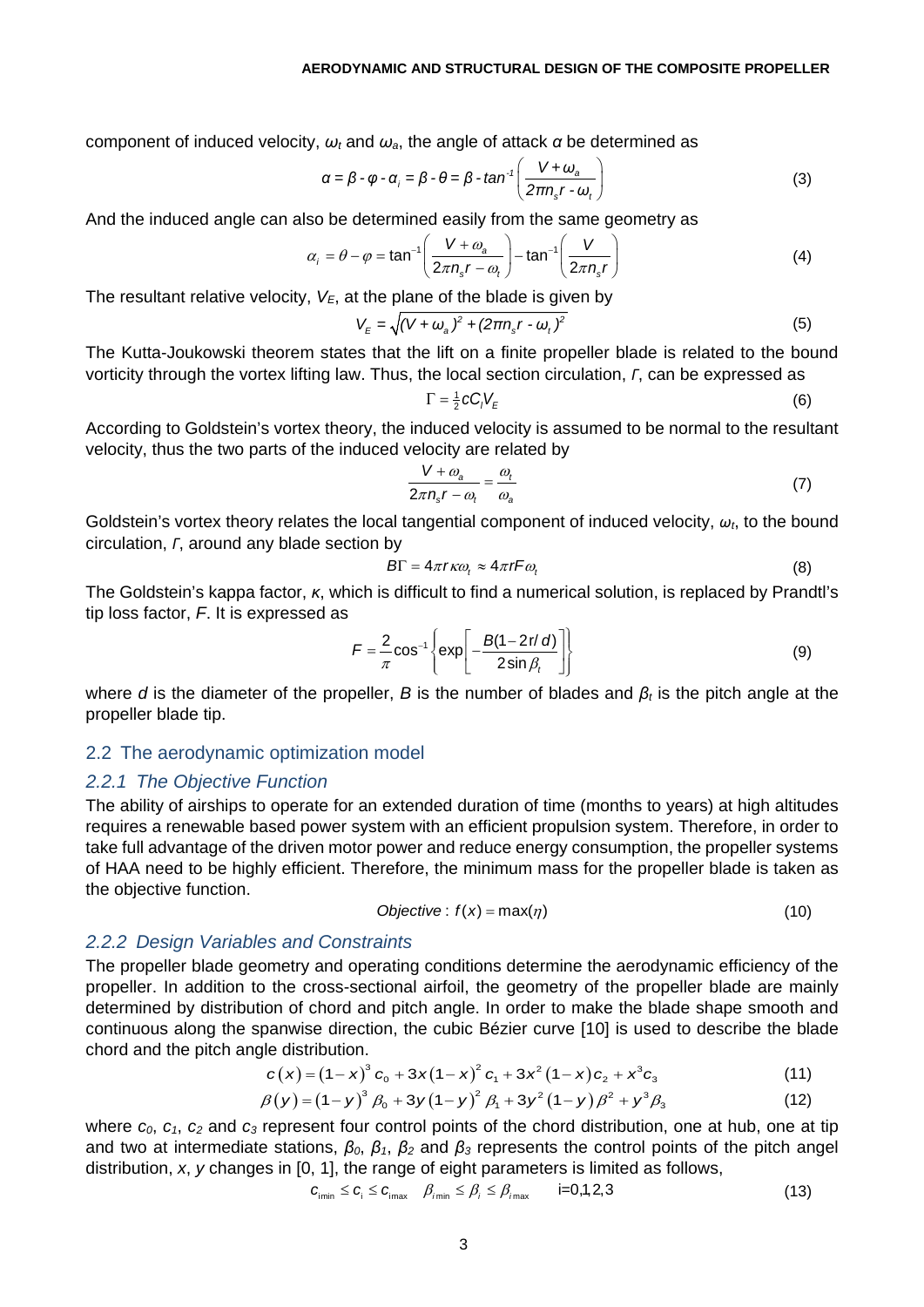component of induced velocity, $\omega_t$ and $\omega_a$, the angle of attack $\alpha$ be determined as

$$\alpha = \beta - \varphi - \alpha_i = \beta - \theta = \beta - \tan^{-1}\left(\frac{V+\omega_a}{2\pi n_s r - \omega_t}\right) \tag{3}$$

And the induced angle can also be determined easily from the same geometry as

$$\alpha_i = \theta - \varphi = \tan^{-1}\left(\frac{V+\omega_a}{2\pi n_s r - \omega_t}\right) - \tan^{-1}\left(\frac{V}{2\pi n_s r}\right) \tag{4}$$

The resultant relative velocity, $V_E$, at the plane of the blade is given by

$$V_E = \sqrt{(V+\omega_a)^2 + (2\pi n_s r - \omega_t)^2} \tag{5}$$

The Kutta-Joukowski theorem states that the lift on a finite propeller blade is related to the bound vorticity through the vortex lifting law. Thus, the local section circulation, $\Gamma$, can be expressed as

$$\Gamma = \tfrac{1}{2} c C_l V_E \tag{6}$$

According to Goldstein's vortex theory, the induced velocity is assumed to be normal to the resultant velocity, thus the two parts of the induced velocity are related by

$$\frac{V+\omega_a}{2\pi n_s r - \omega_t} = \frac{\omega_t}{\omega_a} \tag{7}$$

Goldstein's vortex theory relates the local tangential component of induced velocity, $\omega_t$, to the bound circulation, $\Gamma$, around any blade section by

$$B\Gamma = 4\pi r \kappa \omega_t \approx 4\pi r F \omega_t \tag{8}$$

The Goldstein's kappa factor, $\kappa$, which is difficult to find a numerical solution, is replaced by Prandtl's tip loss factor, $F$. It is expressed as

$$F = \frac{2}{\pi}\cos^{-1}\left\{\exp\left[-\frac{B(1-2r/d)}{2\sin\beta_t}\right]\right\} \tag{9}$$

where $d$ is the diameter of the propeller, $B$ is the number of blades and $\beta_t$ is the pitch angle at the propeller blade tip.

## 2.2 The aerodynamic optimization model

### *2.2.1 The Objective Function*

The ability of airships to operate for an extended duration of time (months to years) at high altitudes requires a renewable based power system with an efficient propulsion system. Therefore, in order to take full advantage of the driven motor power and reduce energy consumption, the propeller systems of HAA need to be highly efficient. Therefore, the minimum mass for the propeller blade is taken as the objective function.

$$Objective: f(x) = \max(\eta) \tag{10}$$

### *2.2.2 Design Variables and Constraints*

The propeller blade geometry and operating conditions determine the aerodynamic efficiency of the propeller. In addition to the cross-sectional airfoil, the geometry of the propeller blade are mainly determined by distribution of chord and pitch angle. In order to make the blade shape smooth and continuous along the spanwise direction, the cubic Bézier curve [10] is used to describe the blade chord and the pitch angle distribution.

$$c(x) = (1-x)^3 c_0 + 3x(1-x)^2 c_1 + 3x^2(1-x)c_2 + x^3 c_3 \tag{11}$$

$$\beta(y) = (1-y)^3 \beta_0 + 3y(1-y)^2 \beta_1 + 3y^2(1-y)\beta^2 + y^3 \beta_3 \tag{12}$$

where $c_0$, $c_1$, $c_2$ and $c_3$ represent four control points of the chord distribution, one at hub, one at tip and two at intermediate stations, $\beta_0$, $\beta_1$, $\beta_2$ and $\beta_3$ represents the control points of the pitch angel distribution, $x$, $y$ changes in [0, 1], the range of eight parameters is limited as follows,

$$c_{i\min} \le c_i \le c_{i\max} \quad \beta_{i\min} \le \beta_i \le \beta_{i\max} \qquad i=0,1,2,3 \tag{13}$$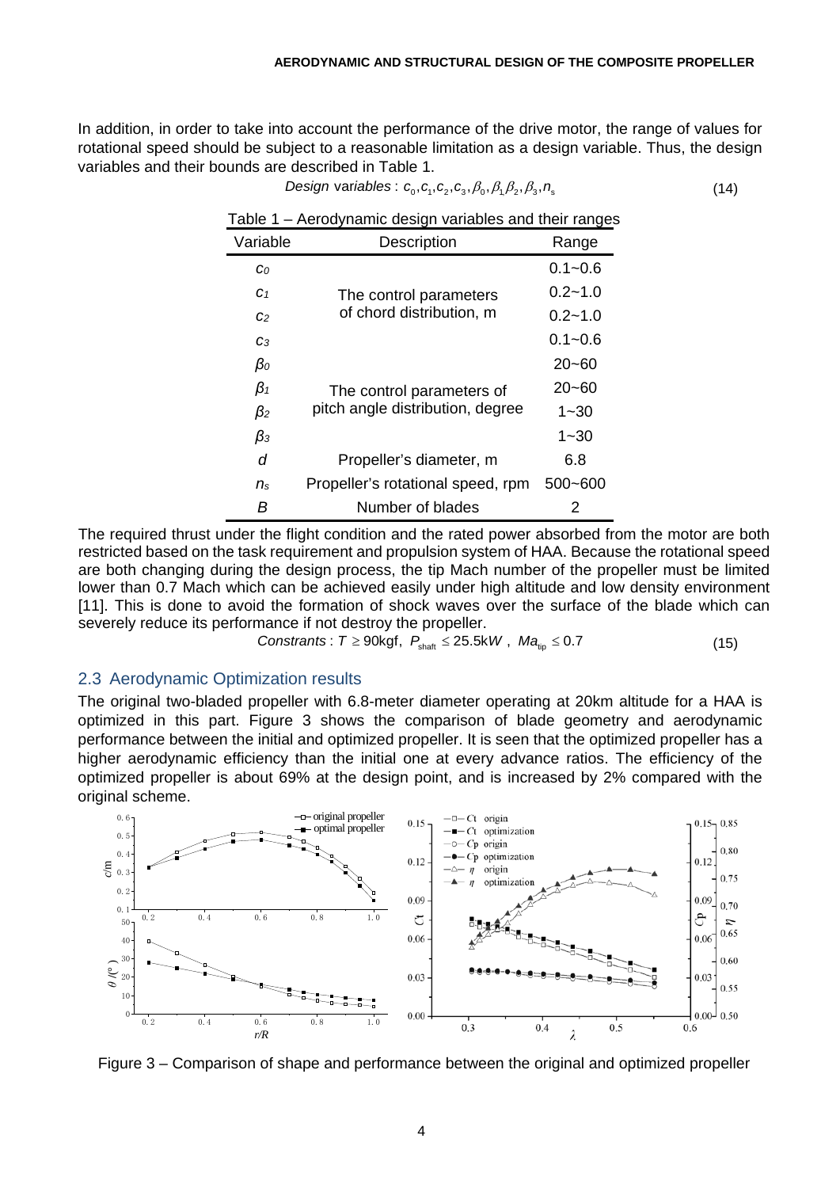In addition, in order to take into account the performance of the drive motor, the range of values for rotational speed should be subject to a reasonable limitation as a design variable. Thus, the design variables and their bounds are described in Table 1.

$$\textit{Design variables}: c_0, c_1, c_2, c_3, \beta_0, \beta_1 \beta_2, \beta_3, n_s \tag{14}$$

Table 1 – Aerodynamic design variables and their ranges

| Variable | Description | Range |
|---|---|---|
| $c_0$ | The control parameters of chord distribution, m | 0.1~0.6 |
| $c_1$ | | 0.2~1.0 |
| $c_2$ | | 0.2~1.0 |
| $c_3$ | | 0.1~0.6 |
| $\beta_0$ | The control parameters of pitch angle distribution, degree | 20~60 |
| $\beta_1$ | | 20~60 |
| $\beta_2$ | | 1~30 |
| $\beta_3$ | | 1~30 |
| $d$ | Propeller's diameter, m | 6.8 |
| $n_s$ | Propeller's rotational speed, rpm | 500~600 |
| $B$ | Number of blades | 2 |

The required thrust under the flight condition and the rated power absorbed from the motor are both restricted based on the task requirement and propulsion system of HAA. Because the rotational speed are both changing during the design process, the tip Mach number of the propeller must be limited lower than 0.7 Mach which can be achieved easily under high altitude and low density environment [11]. This is done to avoid the formation of shock waves over the surface of the blade which can severely reduce its performance if not destroy the propeller.

$$\textit{Constrants}: T \geq 90\text{kgf},\ P_{\text{shaft}} \leq 25.5kW,\ Ma_{\text{tip}} \leq 0.7 \tag{15}$$

## 2.3 Aerodynamic Optimization results

The original two-bladed propeller with 6.8-meter diameter operating at 20km altitude for a HAA is optimized in this part. Figure 3 shows the comparison of blade geometry and aerodynamic performance between the initial and optimized propeller. It is seen that the optimized propeller has a higher aerodynamic efficiency than the initial one at every advance ratios. The efficiency of the optimized propeller is about 69% at the design point, and is increased by 2% compared with the original scheme.

Figure 3 – Comparison of shape and performance between the original and optimized propeller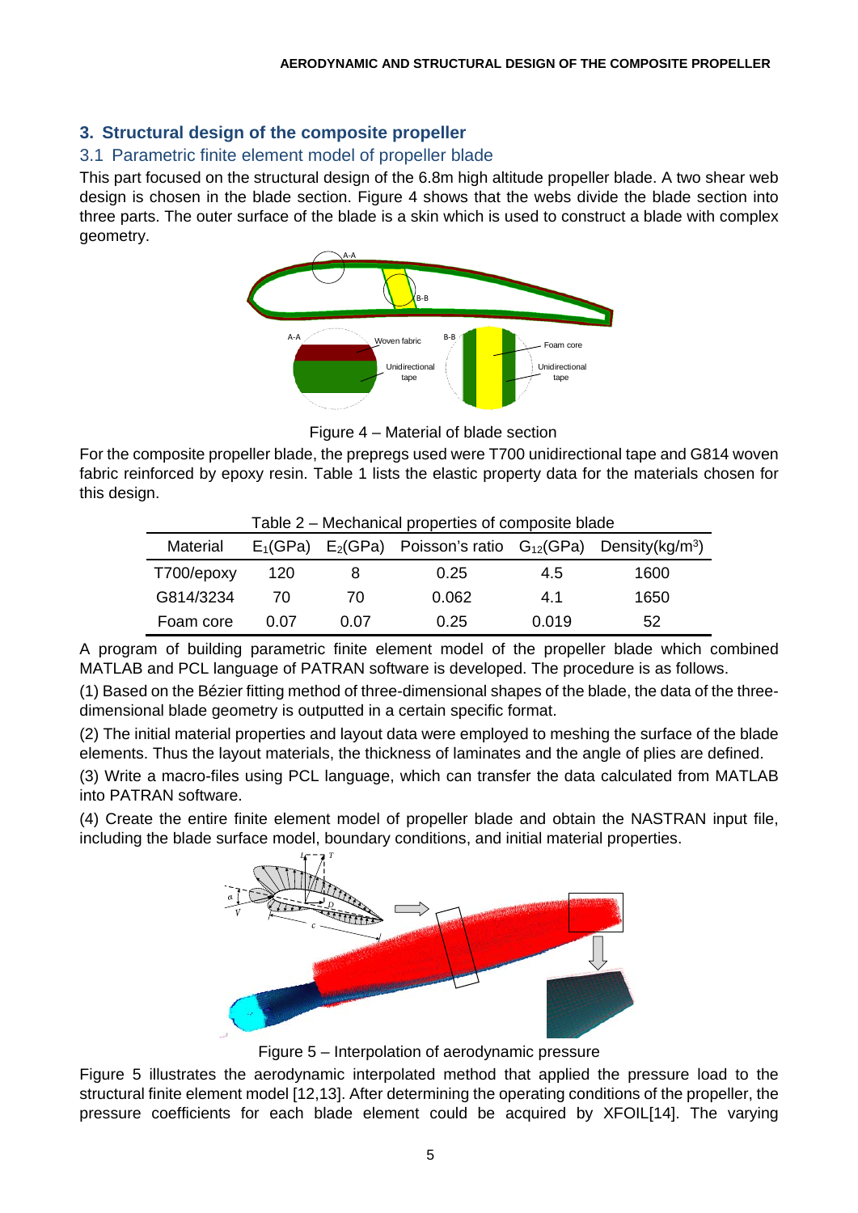## 3. Structural design of the composite propeller

### 3.1 Parametric finite element model of propeller blade

This part focused on the structural design of the 6.8m high altitude propeller blade. A two shear web design is chosen in the blade section. Figure 4 shows that the webs divide the blade section into three parts. The outer surface of the blade is a skin which is used to construct a blade with complex geometry.

Figure 4 – Material of blade section

For the composite propeller blade, the prepregs used were T700 unidirectional tape and G814 woven fabric reinforced by epoxy resin. Table 1 lists the elastic property data for the materials chosen for this design.

Table 2 – Mechanical properties of composite blade

| Material | $E_1$(GPa) | $E_2$(GPa) | Poisson's ratio | $G_{12}$(GPa) | Density(kg/m$^3$) |
|---|---|---|---|---|---|
| T700/epoxy | 120 | 8 | 0.25 | 4.5 | 1600 |
| G814/3234 | 70 | 70 | 0.062 | 4.1 | 1650 |
| Foam core | 0.07 | 0.07 | 0.25 | 0.019 | 52 |

A program of building parametric finite element model of the propeller blade which combined MATLAB and PCL language of PATRAN software is developed. The procedure is as follows.

(1) Based on the Bézier fitting method of three-dimensional shapes of the blade, the data of the three-dimensional blade geometry is outputted in a certain specific format.

(2) The initial material properties and layout data were employed to meshing the surface of the blade elements. Thus the layout materials, the thickness of laminates and the angle of plies are defined.

(3) Write a macro-files using PCL language, which can transfer the data calculated from MATLAB into PATRAN software.

(4) Create the entire finite element model of propeller blade and obtain the NASTRAN input file, including the blade surface model, boundary conditions, and initial material properties.

Figure 5 – Interpolation of aerodynamic pressure

Figure 5 illustrates the aerodynamic interpolated method that applied the pressure load to the structural finite element model [12,13]. After determining the operating conditions of the propeller, the pressure coefficients for each blade element could be acquired by XFOIL[14]. The varying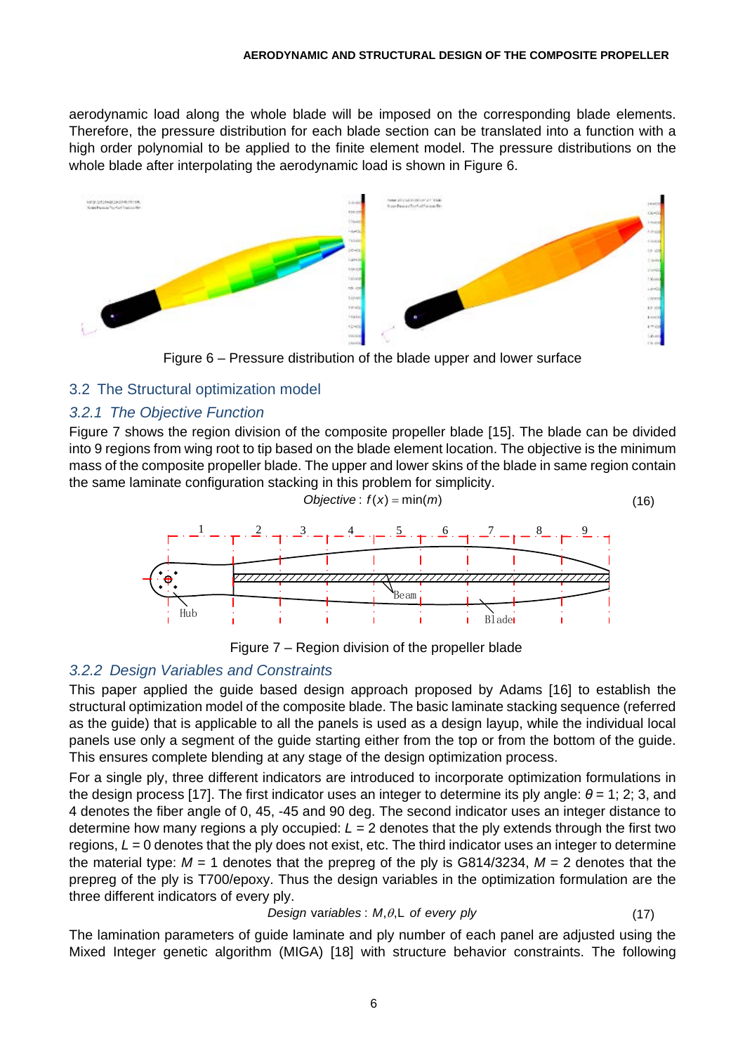aerodynamic load along the whole blade will be imposed on the corresponding blade elements. Therefore, the pressure distribution for each blade section can be translated into a function with a high order polynomial to be applied to the finite element model. The pressure distributions on the whole blade after interpolating the aerodynamic load is shown in Figure 6.

Figure 6 – Pressure distribution of the blade upper and lower surface

## 3.2 The Structural optimization model

### 3.2.1 The Objective Function

Figure 7 shows the region division of the composite propeller blade [15]. The blade can be divided into 9 regions from wing root to tip based on the blade element location. The objective is the minimum mass of the composite propeller blade. The upper and lower skins of the blade in same region contain the same laminate configuration stacking in this problem for simplicity.

$$\textit{Objective}: f(x) = \min(m) \tag{16}$$

Figure 7 – Region division of the propeller blade

### 3.2.2 Design Variables and Constraints

This paper applied the guide based design approach proposed by Adams [16] to establish the structural optimization model of the composite blade. The basic laminate stacking sequence (referred as the guide) that is applicable to all the panels is used as a design layup, while the individual local panels use only a segment of the guide starting either from the top or from the bottom of the guide. This ensures complete blending at any stage of the design optimization process.

For a single ply, three different indicators are introduced to incorporate optimization formulations in the design process [17]. The first indicator uses an integer to determine its ply angle: $\theta$ = 1; 2; 3, and 4 denotes the fiber angle of 0, 45, -45 and 90 deg. The second indicator uses an integer distance to determine how many regions a ply occupied: $L$ = 2 denotes that the ply extends through the first two regions, $L$ = 0 denotes that the ply does not exist, etc. The third indicator uses an integer to determine the material type: $M$ = 1 denotes that the prepreg of the ply is G814/3234, $M$ = 2 denotes that the prepreg of the ply is T700/epoxy. Thus the design variables in the optimization formulation are the three different indicators of every ply.

$$\textit{Design variables}: M, \theta, L \textit{ of every ply} \tag{17}$$

The lamination parameters of guide laminate and ply number of each panel are adjusted using the Mixed Integer genetic algorithm (MIGA) [18] with structure behavior constraints. The following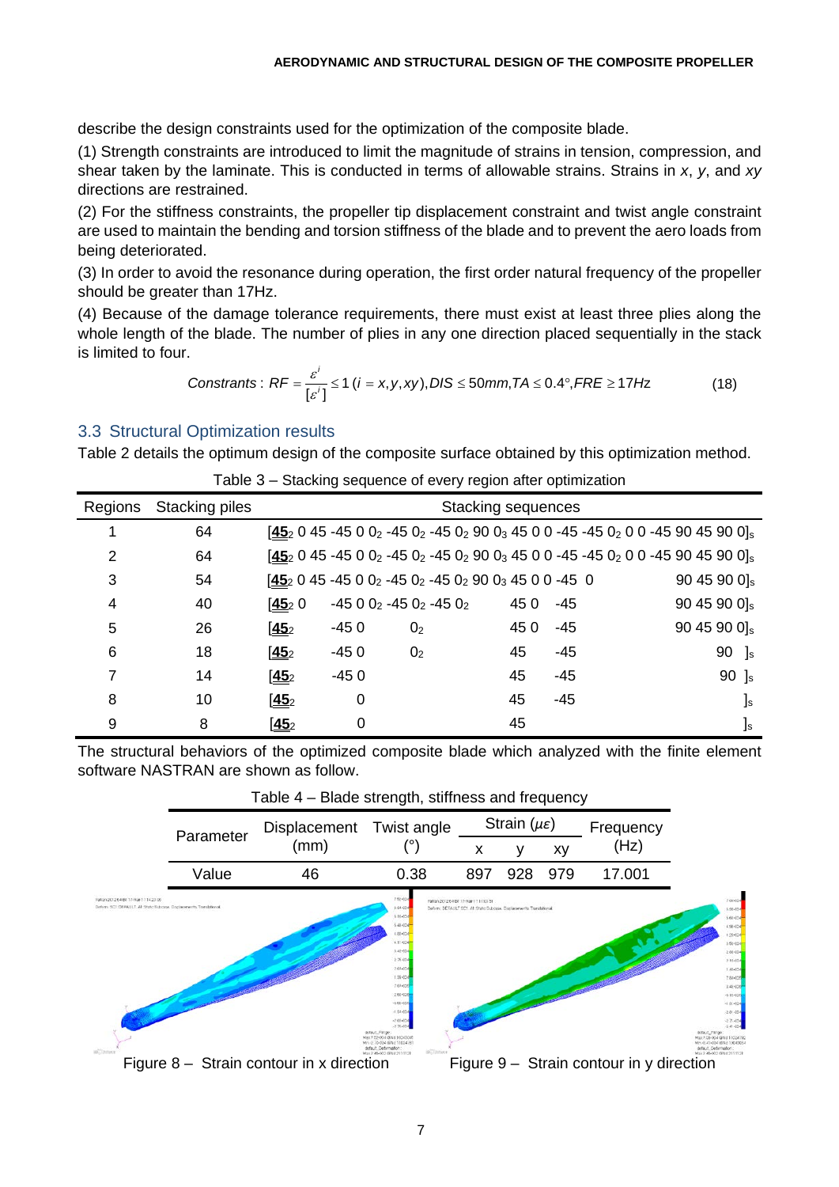describe the design constraints used for the optimization of the composite blade.

(1) Strength constraints are introduced to limit the magnitude of strains in tension, compression, and shear taken by the laminate. This is conducted in terms of allowable strains. Strains in *x*, *y*, and *xy* directions are restrained.

(2) For the stiffness constraints, the propeller tip displacement constraint and twist angle constraint are used to maintain the bending and torsion stiffness of the blade and to prevent the aero loads from being deteriorated.

(3) In order to avoid the resonance during operation, the first order natural frequency of the propeller should be greater than 17Hz.

(4) Because of the damage tolerance requirements, there must exist at least three plies along the whole length of the blade. The number of plies in any one direction placed sequentially in the stack is limited to four.

$$Constrants: RF = \frac{\varepsilon^i}{[\varepsilon^i]} \le 1\,(i = x, y, xy), DIS \le 50mm, TA \le 0.4°, FRE \ge 17Hz \tag{18}$$

## 3.3 Structural Optimization results

Table 2 details the optimum design of the composite surface obtained by this optimization method.

Table 3 – Stacking sequence of every region after optimization

| Regions | Stacking piles | Stacking sequences |
|---|---|---|
| 1 | 64 | $[\underline{\mathbf{45}}_2$ 0 45 -45 0 $0_2$ -45 $0_2$ -45 $0_2$ 90 $0_3$ 45 0 0 -45 -45 $0_2$ 0 0 -45 90 45 90 $0]_s$ |
| 2 | 64 | $[\underline{\mathbf{45}}_2$ 0 45 -45 0 $0_2$ -45 $0_2$ -45 $0_2$ 90 $0_3$ 45 0 0 -45 -45 $0_2$ 0 0 -45 90 45 90 $0]_s$ |
| 3 | 54 | $[\underline{\mathbf{45}}_2$ 0 45 -45 0 $0_2$ -45 $0_2$ -45 $0_2$ 90 $0_3$ 45 0 0 -45 0 90 45 90 $0]_s$ |
| 4 | 40 | $[\underline{\mathbf{45}}_2$ 0 -45 0 $0_2$ -45 $0_2$ -45 $0_2$ 45 0 -45 90 45 90 $0]_s$ |
| 5 | 26 | $[\underline{\mathbf{45}}_2$ -45 0 $0_2$ 45 0 -45 90 45 90 $0]_s$ |
| 6 | 18 | $[\underline{\mathbf{45}}_2$ -45 0 $0_2$ 45 -45 90 $]_s$ |
| 7 | 14 | $[\underline{\mathbf{45}}_2$ -45 0 45 -45 90 $]_s$ |
| 8 | 10 | $[\underline{\mathbf{45}}_2$ 0 45 -45 $]_s$ |
| 9 | 8 | $[\underline{\mathbf{45}}_2$ 0 45 $]_s$ |

The structural behaviors of the optimized composite blade which analyzed with the finite element software NASTRAN are shown as follow.

Table 4 – Blade strength, stiffness and frequency

| Parameter | Displacement (mm) | Twist angle (°) | Strain ($\mu\varepsilon$) | | | Frequency (Hz) |
|---|---|---|---|---|---|---|
| | | | x | y | xy | |
| Value | 46 | 0.38 | 897 | 928 | 979 | 17.001 |

Figure 8 – Strain contour in x direction

Figure 9 – Strain contour in y direction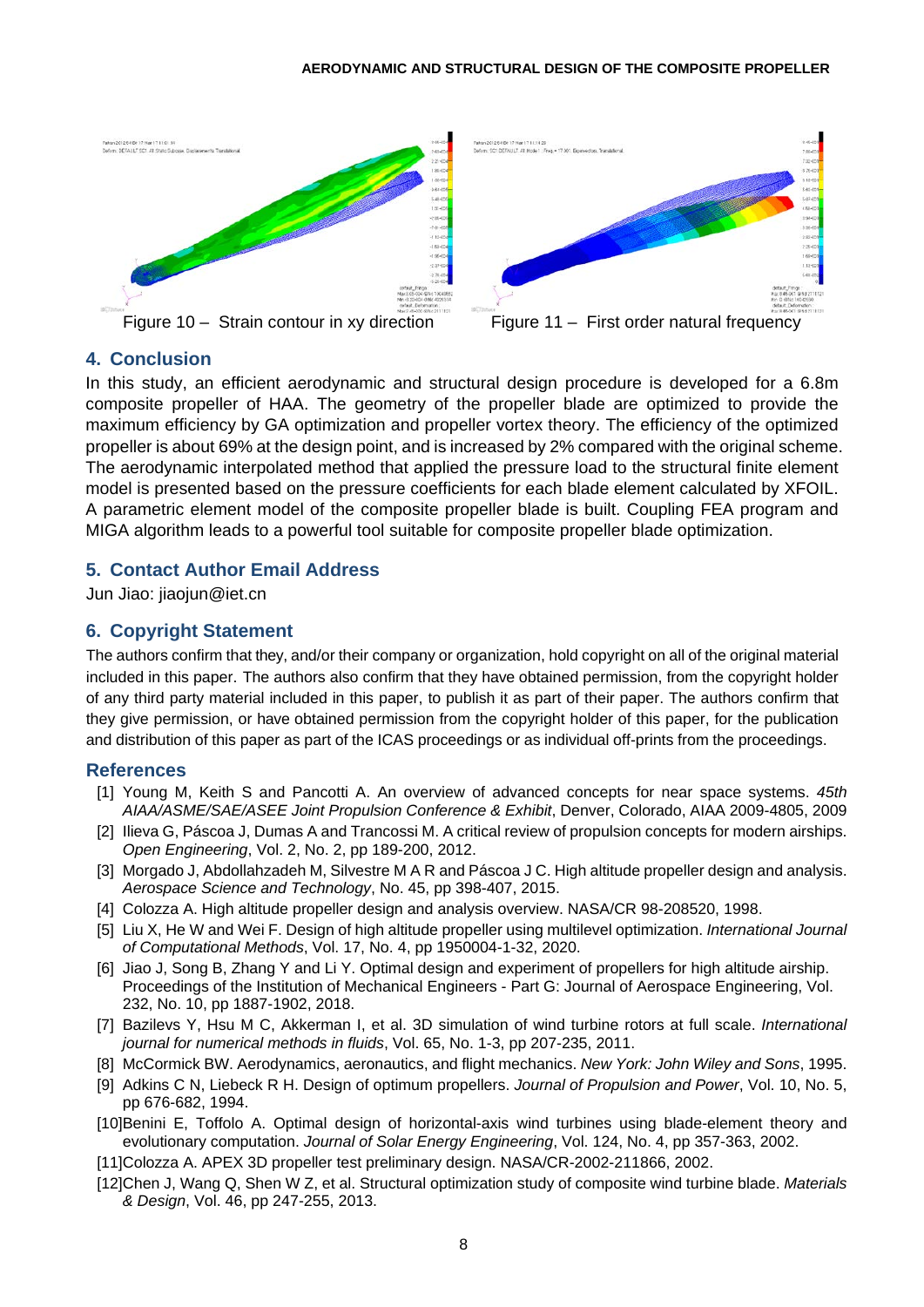Figure 10 – Strain contour in xy direction

Figure 11 – First order natural frequency

## 4. Conclusion

In this study, an efficient aerodynamic and structural design procedure is developed for a 6.8m composite propeller of HAA. The geometry of the propeller blade are optimized to provide the maximum efficiency by GA optimization and propeller vortex theory. The efficiency of the optimized propeller is about 69% at the design point, and is increased by 2% compared with the original scheme. The aerodynamic interpolated method that applied the pressure load to the structural finite element model is presented based on the pressure coefficients for each blade element calculated by XFOIL. A parametric element model of the composite propeller blade is built. Coupling FEA program and MIGA algorithm leads to a powerful tool suitable for composite propeller blade optimization.

## 5. Contact Author Email Address

Jun Jiao: jiaojun@iet.cn

## 6. Copyright Statement

The authors confirm that they, and/or their company or organization, hold copyright on all of the original material included in this paper. The authors also confirm that they have obtained permission, from the copyright holder of any third party material included in this paper, to publish it as part of their paper. The authors confirm that they give permission, or have obtained permission from the copyright holder of this paper, for the publication and distribution of this paper as part of the ICAS proceedings or as individual off-prints from the proceedings.

## References

[1] Young M, Keith S and Pancotti A. An overview of advanced concepts for near space systems. *45th AIAA/ASME/SAE/ASEE Joint Propulsion Conference & Exhibit*, Denver, Colorado, AIAA 2009-4805, 2009

[2] Ilieva G, Páscoa J, Dumas A and Trancossi M. A critical review of propulsion concepts for modern airships. *Open Engineering*, Vol. 2, No. 2, pp 189-200, 2012.

[3] Morgado J, Abdollahzadeh M, Silvestre M A R and Páscoa J C. High altitude propeller design and analysis. *Aerospace Science and Technology*, No. 45, pp 398-407, 2015.

[4] Colozza A. High altitude propeller design and analysis overview. NASA/CR 98-208520, 1998.

[5] Liu X, He W and Wei F. Design of high altitude propeller using multilevel optimization. *International Journal of Computational Methods*, Vol. 17, No. 4, pp 1950004-1-32, 2020.

[6] Jiao J, Song B, Zhang Y and Li Y. Optimal design and experiment of propellers for high altitude airship. Proceedings of the Institution of Mechanical Engineers - Part G: Journal of Aerospace Engineering, Vol. 232, No. 10, pp 1887-1902, 2018.

[7] Bazilevs Y, Hsu M C, Akkerman I, et al. 3D simulation of wind turbine rotors at full scale. *International journal for numerical methods in fluids*, Vol. 65, No. 1-3, pp 207-235, 2011.

[8] McCormick BW. Aerodynamics, aeronautics, and flight mechanics. *New York: John Wiley and Sons*, 1995.

[9] Adkins C N, Liebeck R H. Design of optimum propellers. *Journal of Propulsion and Power*, Vol. 10, No. 5, pp 676-682, 1994.

[10] Benini E, Toffolo A. Optimal design of horizontal-axis wind turbines using blade-element theory and evolutionary computation. *Journal of Solar Energy Engineering*, Vol. 124, No. 4, pp 357-363, 2002.

[11] Colozza A. APEX 3D propeller test preliminary design. NASA/CR-2002-211866, 2002.

[12] Chen J, Wang Q, Shen W Z, et al. Structural optimization study of composite wind turbine blade. *Materials & Design*, Vol. 46, pp 247-255, 2013.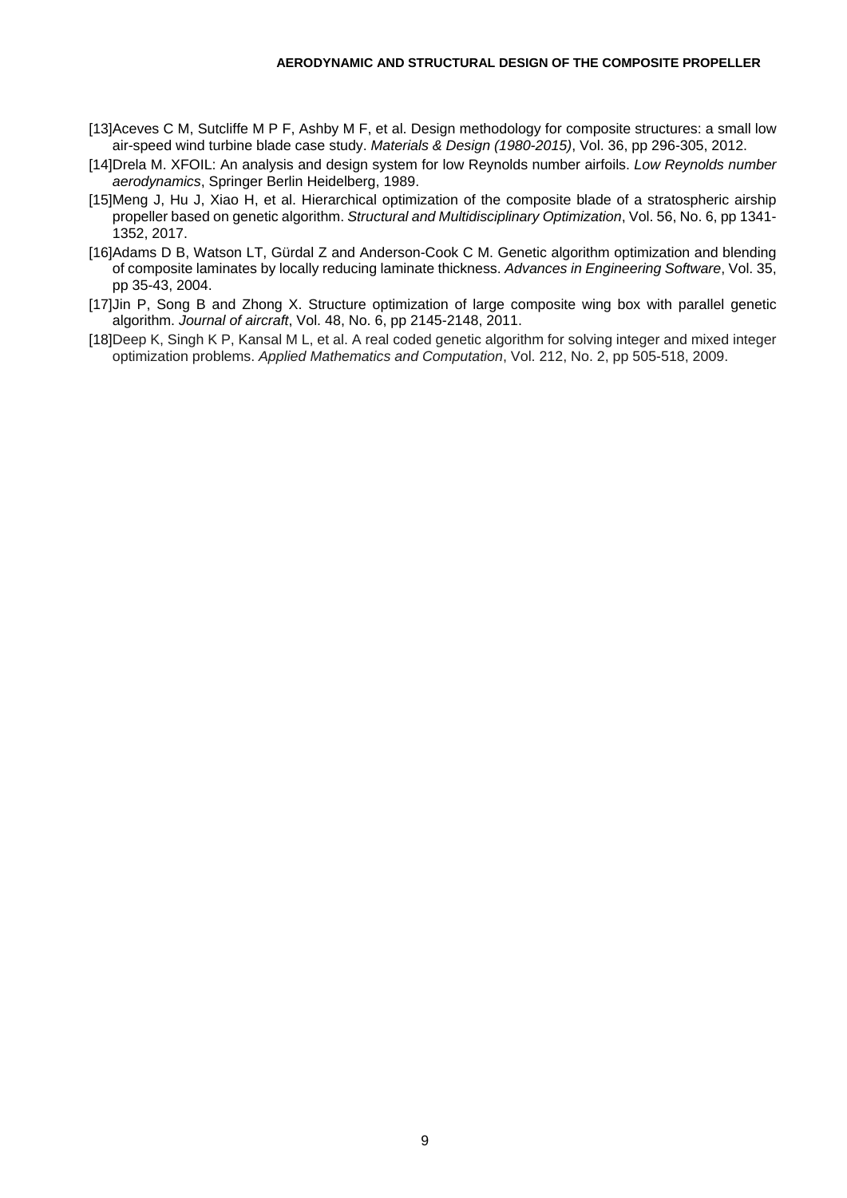[13]Aceves C M, Sutcliffe M P F, Ashby M F, et al. Design methodology for composite structures: a small low air-speed wind turbine blade case study. *Materials & Design (1980-2015)*, Vol. 36, pp 296-305, 2012.

[14]Drela M. XFOIL: An analysis and design system for low Reynolds number airfoils. *Low Reynolds number aerodynamics*, Springer Berlin Heidelberg, 1989.

[15]Meng J, Hu J, Xiao H, et al. Hierarchical optimization of the composite blade of a stratospheric airship propeller based on genetic algorithm. *Structural and Multidisciplinary Optimization*, Vol. 56, No. 6, pp 1341-1352, 2017.

[16]Adams D B, Watson LT, Gürdal Z and Anderson-Cook C M. Genetic algorithm optimization and blending of composite laminates by locally reducing laminate thickness. *Advances in Engineering Software*, Vol. 35, pp 35-43, 2004.

[17]Jin P, Song B and Zhong X. Structure optimization of large composite wing box with parallel genetic algorithm. *Journal of aircraft*, Vol. 48, No. 6, pp 2145-2148, 2011.

[18]Deep K, Singh K P, Kansal M L, et al. A real coded genetic algorithm for solving integer and mixed integer optimization problems. *Applied Mathematics and Computation*, Vol. 212, No. 2, pp 505-518, 2009.